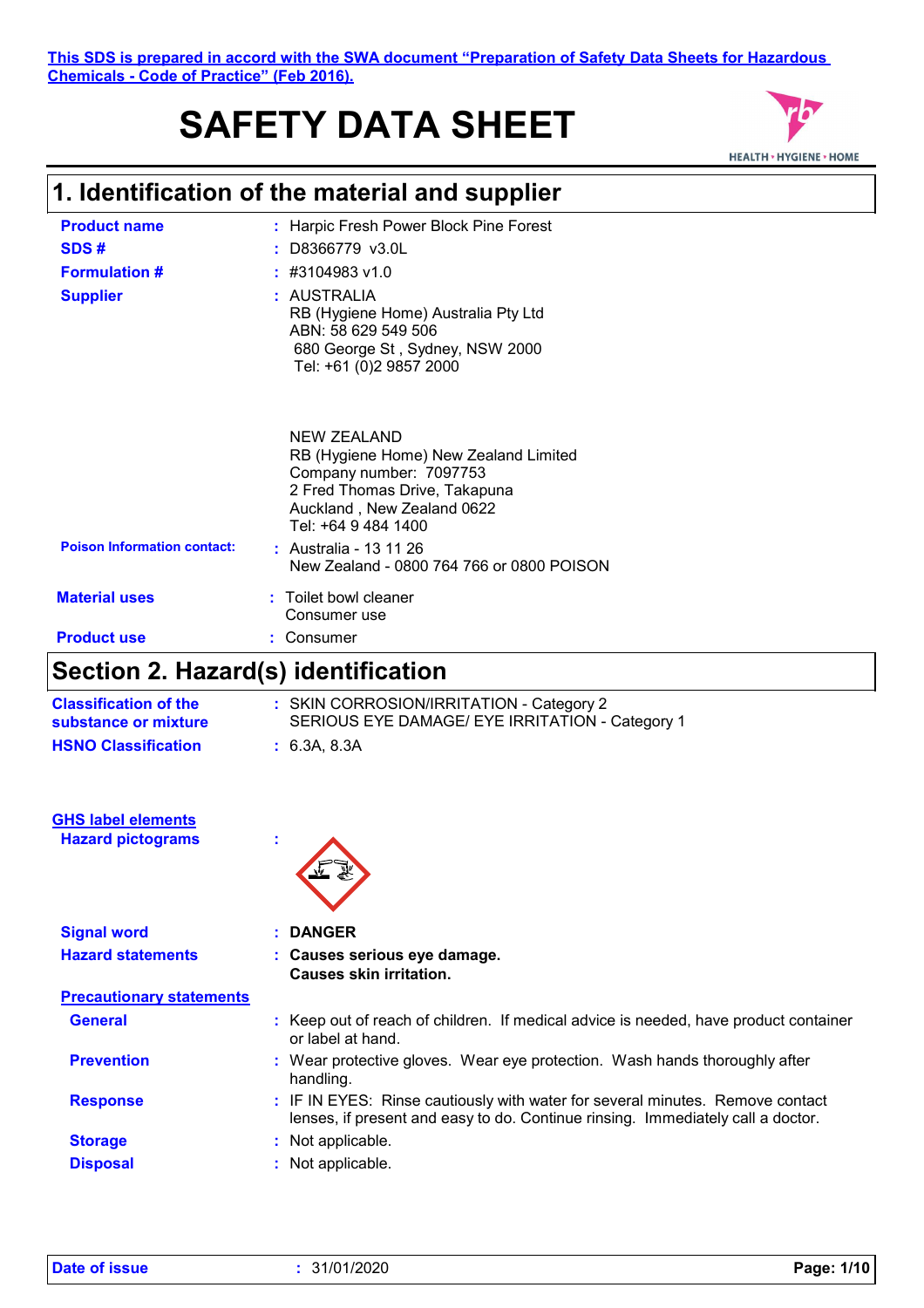This SDS is prepared in accord with the SWA document "Preparation of Safety Data Sheets for Hazardous Chemicals - Code of Practice" (Feb 2016).

# SAFETY DATA SHEET

HEALTH • HYGIENE • HOME

## 1. Identification of the material and supplier

| | | |
|---|---|---|
| **Product name** | : | Harpic Fresh Power Block Pine Forest |
| **SDS #** | : | D8366779 v3.0L |
| **Formulation #** | : | #3104983 v1.0 |
| **Supplier** | : | AUSTRALIA<br>RB (Hygiene Home) Australia Pty Ltd<br>ABN: 58 629 549 506<br>680 George St , Sydney, NSW 2000<br>Tel: +61 (0)2 9857 2000<br><br>NEW ZEALAND<br>RB (Hygiene Home) New Zealand Limited<br>Company number: 7097753<br>2 Fred Thomas Drive, Takapuna<br>Auckland , New Zealand 0622<br>Tel: +64 9 484 1400 |
| **Poison Information contact:** | : | Australia - 13 11 26<br>New Zealand - 0800 764 766 or 0800 POISON |
| **Material uses** | : | Toilet bowl cleaner<br>Consumer use |
| **Product use** | : | Consumer |

## Section 2. Hazard(s) identification

| | | |
|---|---|---|
| **Classification of the substance or mixture** | : | SKIN CORROSION/IRRITATION - Category 2<br>SERIOUS EYE DAMAGE/ EYE IRRITATION - Category 1 |
| **HSNO Classification** | : | 6.3A, 8.3A |

**GHS label elements**

| | | |
|---|---|---|
| **Hazard pictograms** | : | |
| **Signal word** | : | **DANGER** |
| **Hazard statements** | : | **Causes serious eye damage.**<br>**Causes skin irritation.** |

**Precautionary statements**

| | | |
|---|---|---|
| **General** | : | Keep out of reach of children. If medical advice is needed, have product container or label at hand. |
| **Prevention** | : | Wear protective gloves. Wear eye protection. Wash hands thoroughly after handling. |
| **Response** | : | IF IN EYES: Rinse cautiously with water for several minutes. Remove contact lenses, if present and easy to do. Continue rinsing. Immediately call a doctor. |
| **Storage** | : | Not applicable. |
| **Disposal** | : | Not applicable. |

**Date of issue** : 31/01/2020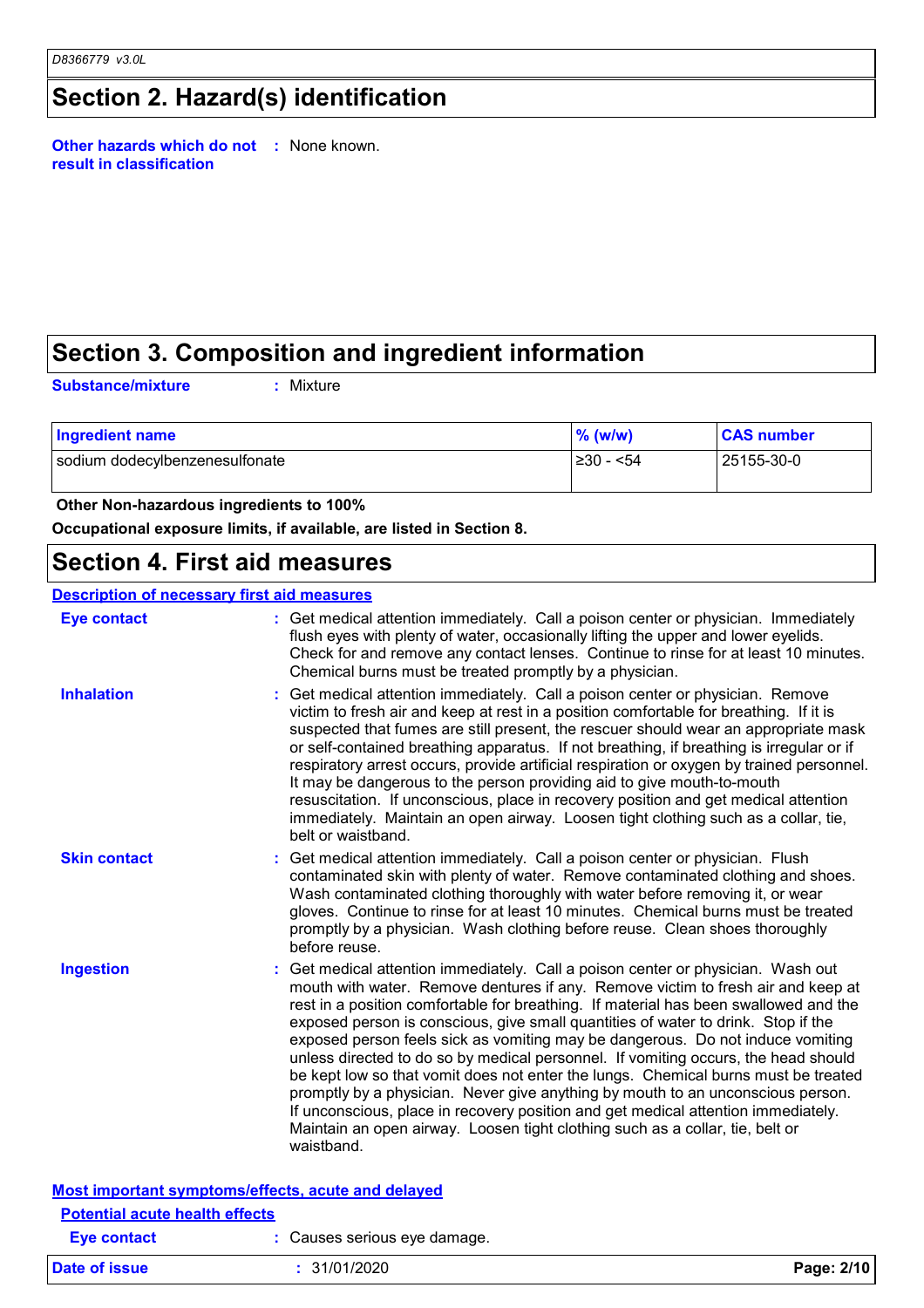## Section 2. Hazard(s) identification

**Other hazards which do not result in classification** : None known.

## Section 3. Composition and ingredient information

**Substance/mixture** : Mixture

| Ingredient name | % (w/w) | CAS number |
| --- | --- | --- |
| sodium dodecylbenzenesulfonate | ≥30 - <54 | 25155-30-0 |

**Other Non-hazardous ingredients to 100%**

**Occupational exposure limits, if available, are listed in Section 8.**

## Section 4. First aid measures

**Description of necessary first aid measures**

**Eye contact** : Get medical attention immediately. Call a poison center or physician. Immediately flush eyes with plenty of water, occasionally lifting the upper and lower eyelids. Check for and remove any contact lenses. Continue to rinse for at least 10 minutes. Chemical burns must be treated promptly by a physician.

**Inhalation** : Get medical attention immediately. Call a poison center or physician. Remove victim to fresh air and keep at rest in a position comfortable for breathing. If it is suspected that fumes are still present, the rescuer should wear an appropriate mask or self-contained breathing apparatus. If not breathing, if breathing is irregular or if respiratory arrest occurs, provide artificial respiration or oxygen by trained personnel. It may be dangerous to the person providing aid to give mouth-to-mouth resuscitation. If unconscious, place in recovery position and get medical attention immediately. Maintain an open airway. Loosen tight clothing such as a collar, tie, belt or waistband.

**Skin contact** : Get medical attention immediately. Call a poison center or physician. Flush contaminated skin with plenty of water. Remove contaminated clothing and shoes. Wash contaminated clothing thoroughly with water before removing it, or wear gloves. Continue to rinse for at least 10 minutes. Chemical burns must be treated promptly by a physician. Wash clothing before reuse. Clean shoes thoroughly before reuse.

**Ingestion** : Get medical attention immediately. Call a poison center or physician. Wash out mouth with water. Remove dentures if any. Remove victim to fresh air and keep at rest in a position comfortable for breathing. If material has been swallowed and the exposed person is conscious, give small quantities of water to drink. Stop if the exposed person feels sick as vomiting may be dangerous. Do not induce vomiting unless directed to do so by medical personnel. If vomiting occurs, the head should be kept low so that vomit does not enter the lungs. Chemical burns must be treated promptly by a physician. Never give anything by mouth to an unconscious person. If unconscious, place in recovery position and get medical attention immediately. Maintain an open airway. Loosen tight clothing such as a collar, tie, belt or waistband.

**Most important symptoms/effects, acute and delayed**

**Potential acute health effects**

**Eye contact** : Causes serious eye damage.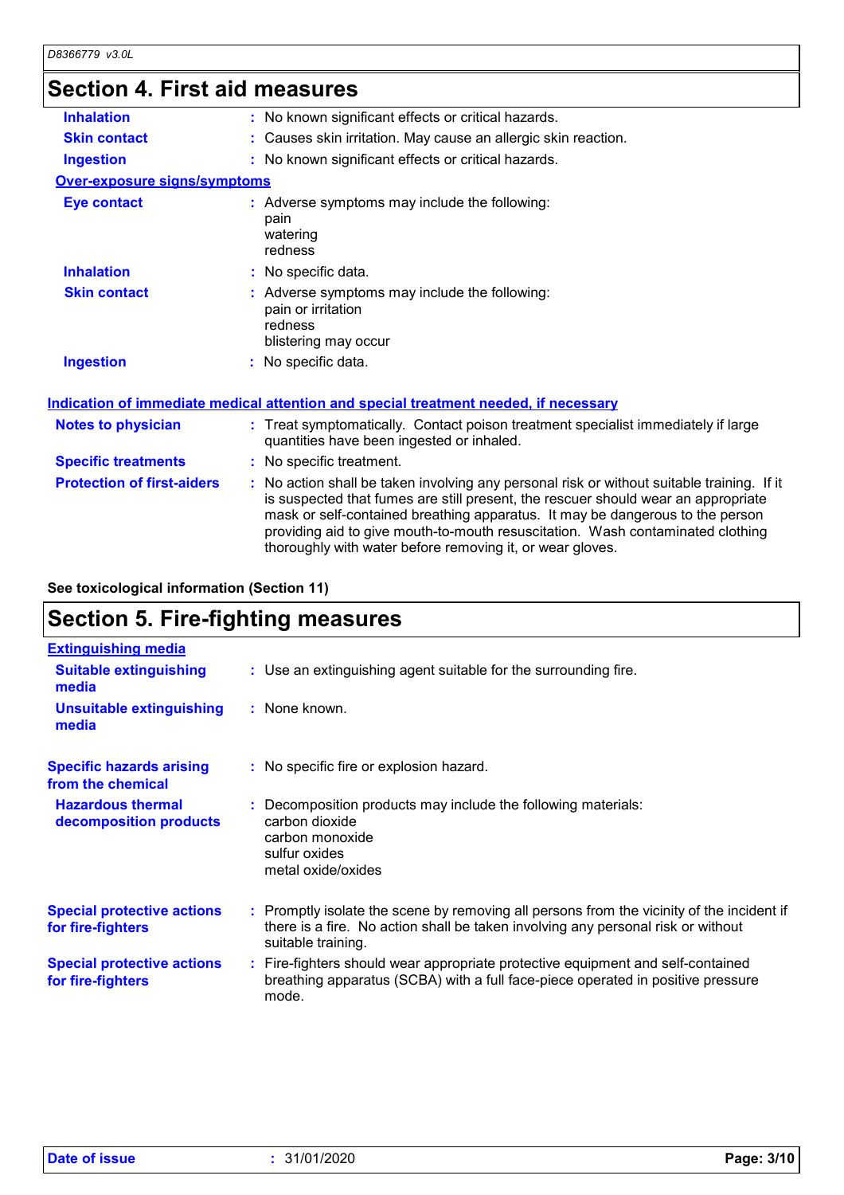## Section 4. First aid measures

| | | |
|---|---|---|
| **Inhalation** | : | No known significant effects or critical hazards. |
| **Skin contact** | : | Causes skin irritation. May cause an allergic skin reaction. |
| **Ingestion** | : | No known significant effects or critical hazards. |

**Over-exposure signs/symptoms**

| | | |
|---|---|---|
| **Eye contact** | : | Adverse symptoms may include the following:<br>pain<br>watering<br>redness |
| **Inhalation** | : | No specific data. |
| **Skin contact** | : | Adverse symptoms may include the following:<br>pain or irritation<br>redness<br>blistering may occur |
| **Ingestion** | : | No specific data. |

**Indication of immediate medical attention and special treatment needed, if necessary**

| | | |
|---|---|---|
| **Notes to physician** | : | Treat symptomatically. Contact poison treatment specialist immediately if large quantities have been ingested or inhaled. |
| **Specific treatments** | : | No specific treatment. |
| **Protection of first-aiders** | : | No action shall be taken involving any personal risk or without suitable training. If it is suspected that fumes are still present, the rescuer should wear an appropriate mask or self-contained breathing apparatus. It may be dangerous to the person providing aid to give mouth-to-mouth resuscitation. Wash contaminated clothing thoroughly with water before removing it, or wear gloves. |

**See toxicological information (Section 11)**

## Section 5. Fire-fighting measures

**Extinguishing media**

| | | |
|---|---|---|
| **Suitable extinguishing media** | : | Use an extinguishing agent suitable for the surrounding fire. |
| **Unsuitable extinguishing media** | : | None known. |
| **Specific hazards arising from the chemical** | : | No specific fire or explosion hazard. |
| **Hazardous thermal decomposition products** | : | Decomposition products may include the following materials:<br>carbon dioxide<br>carbon monoxide<br>sulfur oxides<br>metal oxide/oxides |
| **Special protective actions for fire-fighters** | : | Promptly isolate the scene by removing all persons from the vicinity of the incident if there is a fire. No action shall be taken involving any personal risk or without suitable training. |
| **Special protective actions for fire-fighters** | : | Fire-fighters should wear appropriate protective equipment and self-contained breathing apparatus (SCBA) with a full face-piece operated in positive pressure mode. |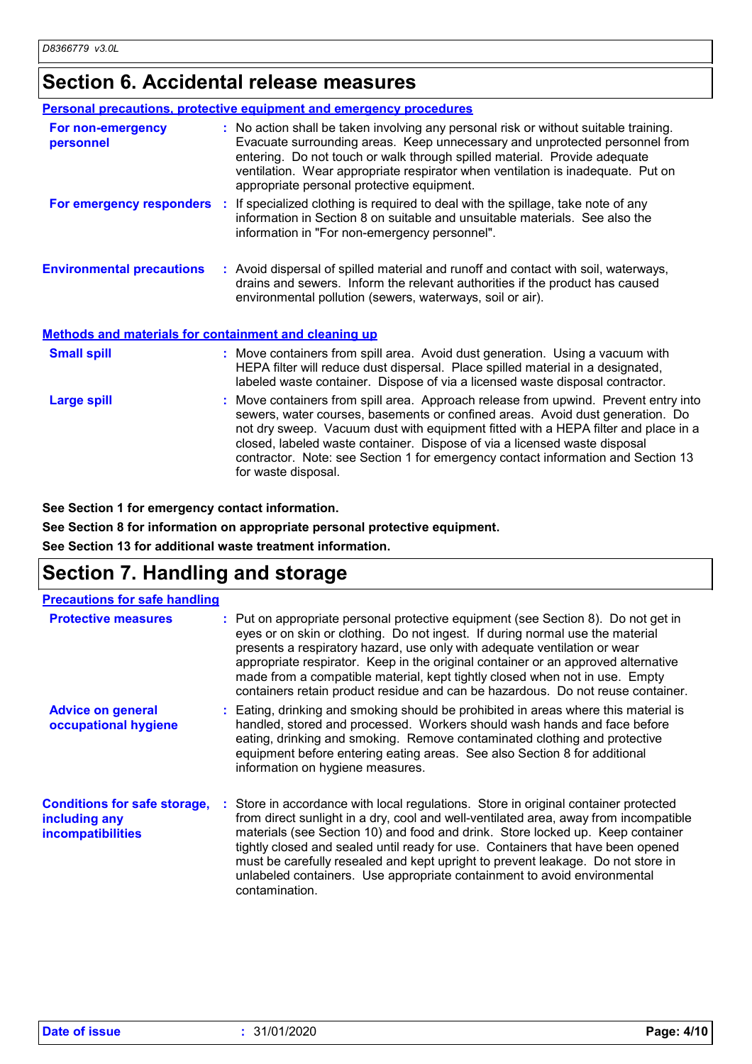## Section 6. Accidental release measures

### Personal precautions, protective equipment and emergency procedures

**For non-emergency personnel** : No action shall be taken involving any personal risk or without suitable training. Evacuate surrounding areas. Keep unnecessary and unprotected personnel from entering. Do not touch or walk through spilled material. Provide adequate ventilation. Wear appropriate respirator when ventilation is inadequate. Put on appropriate personal protective equipment.

**For emergency responders** : If specialized clothing is required to deal with the spillage, take note of any information in Section 8 on suitable and unsuitable materials. See also the information in "For non-emergency personnel".

**Environmental precautions** : Avoid dispersal of spilled material and runoff and contact with soil, waterways, drains and sewers. Inform the relevant authorities if the product has caused environmental pollution (sewers, waterways, soil or air).

### Methods and materials for containment and cleaning up

**Small spill** : Move containers from spill area. Avoid dust generation. Using a vacuum with HEPA filter will reduce dust dispersal. Place spilled material in a designated, labeled waste container. Dispose of via a licensed waste disposal contractor.

**Large spill** : Move containers from spill area. Approach release from upwind. Prevent entry into sewers, water courses, basements or confined areas. Avoid dust generation. Do not dry sweep. Vacuum dust with equipment fitted with a HEPA filter and place in a closed, labeled waste container. Dispose of via a licensed waste disposal contractor. Note: see Section 1 for emergency contact information and Section 13 for waste disposal.

**See Section 1 for emergency contact information.**

**See Section 8 for information on appropriate personal protective equipment.**

**See Section 13 for additional waste treatment information.**

## Section 7. Handling and storage

### Precautions for safe handling

**Protective measures** : Put on appropriate personal protective equipment (see Section 8). Do not get in eyes or on skin or clothing. Do not ingest. If during normal use the material presents a respiratory hazard, use only with adequate ventilation or wear appropriate respirator. Keep in the original container or an approved alternative made from a compatible material, kept tightly closed when not in use. Empty containers retain product residue and can be hazardous. Do not reuse container.

**Advice on general occupational hygiene** : Eating, drinking and smoking should be prohibited in areas where this material is handled, stored and processed. Workers should wash hands and face before eating, drinking and smoking. Remove contaminated clothing and protective equipment before entering eating areas. See also Section 8 for additional information on hygiene measures.

**Conditions for safe storage, including any incompatibilities** : Store in accordance with local regulations. Store in original container protected from direct sunlight in a dry, cool and well-ventilated area, away from incompatible materials (see Section 10) and food and drink. Store locked up. Keep container tightly closed and sealed until ready for use. Containers that have been opened must be carefully resealed and kept upright to prevent leakage. Do not store in unlabeled containers. Use appropriate containment to avoid environmental contamination.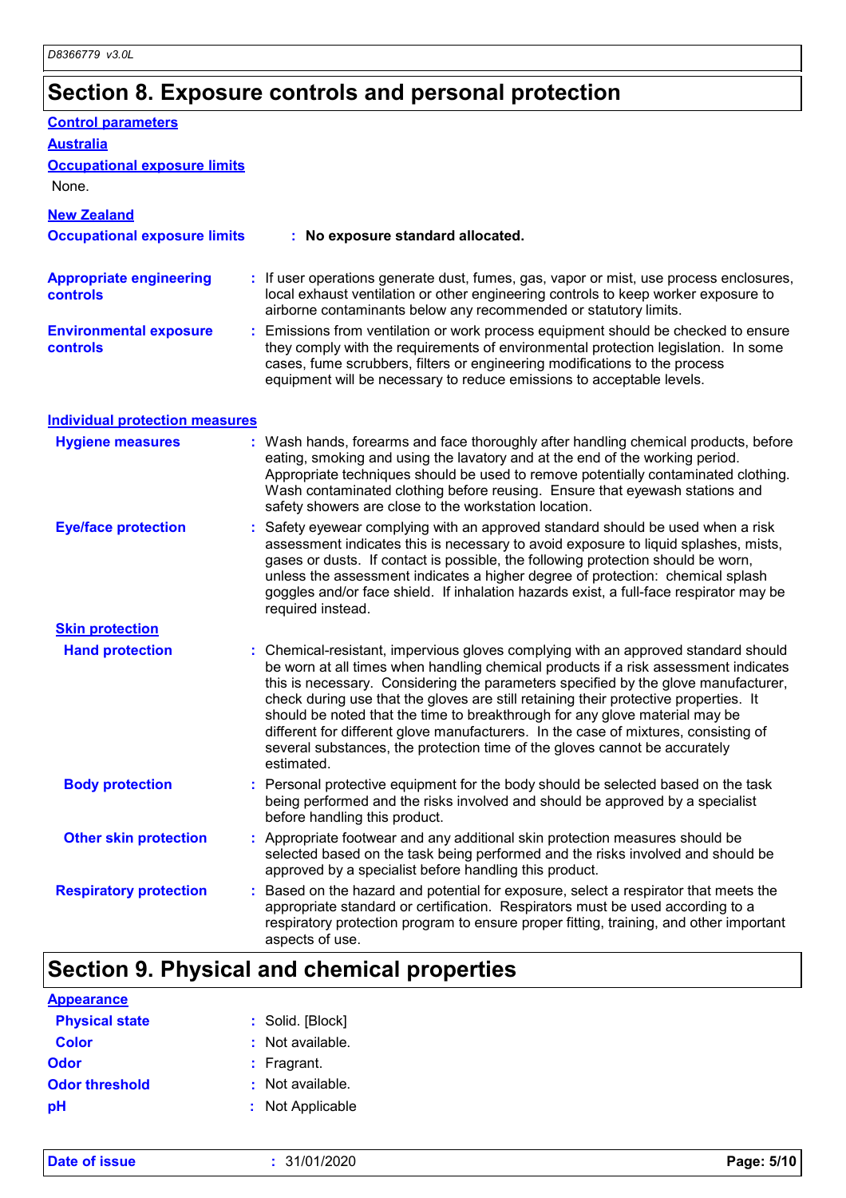## Section 8. Exposure controls and personal protection

**Control parameters**

**Australia**

**Occupational exposure limits**

None.

**New Zealand**

**Occupational exposure limits** : **No exposure standard allocated.**

**Appropriate engineering controls** : If user operations generate dust, fumes, gas, vapor or mist, use process enclosures, local exhaust ventilation or other engineering controls to keep worker exposure to airborne contaminants below any recommended or statutory limits.

**Environmental exposure controls** : Emissions from ventilation or work process equipment should be checked to ensure they comply with the requirements of environmental protection legislation. In some cases, fume scrubbers, filters or engineering modifications to the process equipment will be necessary to reduce emissions to acceptable levels.

**Individual protection measures**

**Hygiene measures** : Wash hands, forearms and face thoroughly after handling chemical products, before eating, smoking and using the lavatory and at the end of the working period. Appropriate techniques should be used to remove potentially contaminated clothing. Wash contaminated clothing before reusing. Ensure that eyewash stations and safety showers are close to the workstation location.

**Eye/face protection** : Safety eyewear complying with an approved standard should be used when a risk assessment indicates this is necessary to avoid exposure to liquid splashes, mists, gases or dusts. If contact is possible, the following protection should be worn, unless the assessment indicates a higher degree of protection: chemical splash goggles and/or face shield. If inhalation hazards exist, a full-face respirator may be required instead.

**Skin protection**

**Hand protection** : Chemical-resistant, impervious gloves complying with an approved standard should be worn at all times when handling chemical products if a risk assessment indicates this is necessary. Considering the parameters specified by the glove manufacturer, check during use that the gloves are still retaining their protective properties. It should be noted that the time to breakthrough for any glove material may be different for different glove manufacturers. In the case of mixtures, consisting of several substances, the protection time of the gloves cannot be accurately estimated.

**Body protection** : Personal protective equipment for the body should be selected based on the task being performed and the risks involved and should be approved by a specialist before handling this product.

**Other skin protection** : Appropriate footwear and any additional skin protection measures should be selected based on the task being performed and the risks involved and should be approved by a specialist before handling this product.

**Respiratory protection** : Based on the hazard and potential for exposure, select a respirator that meets the appropriate standard or certification. Respirators must be used according to a respiratory protection program to ensure proper fitting, training, and other important aspects of use.

## Section 9. Physical and chemical properties

**Appearance**

**Physical state** : Solid. [Block]

**Color** : Not available.

**Odor** : Fragrant.

**Odor threshold** : Not available.

**pH** : Not Applicable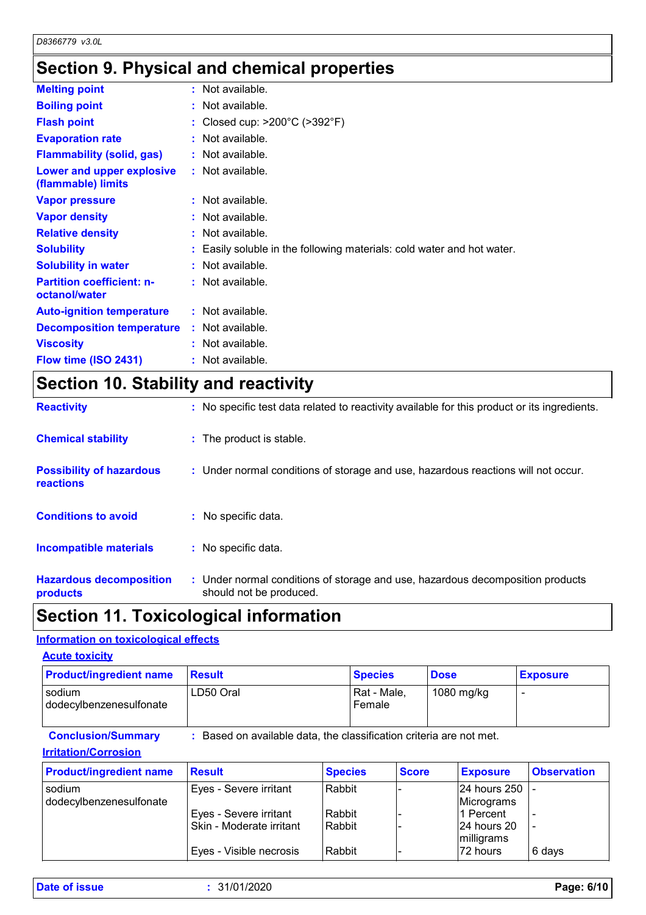## Section 9. Physical and chemical properties

| | | |
|---|---|---|
| **Melting point** | : | Not available. |
| **Boiling point** | : | Not available. |
| **Flash point** | : | Closed cup: >200°C (>392°F) |
| **Evaporation rate** | : | Not available. |
| **Flammability (solid, gas)** | : | Not available. |
| **Lower and upper explosive (flammable) limits** | : | Not available. |
| **Vapor pressure** | : | Not available. |
| **Vapor density** | : | Not available. |
| **Relative density** | : | Not available. |
| **Solubility** | : | Easily soluble in the following materials: cold water and hot water. |
| **Solubility in water** | : | Not available. |
| **Partition coefficient: n-octanol/water** | : | Not available. |
| **Auto-ignition temperature** | : | Not available. |
| **Decomposition temperature** | : | Not available. |
| **Viscosity** | : | Not available. |
| **Flow time (ISO 2431)** | : | Not available. |

## Section 10. Stability and reactivity

| | | |
|---|---|---|
| **Reactivity** | : | No specific test data related to reactivity available for this product or its ingredients. |
| **Chemical stability** | : | The product is stable. |
| **Possibility of hazardous reactions** | : | Under normal conditions of storage and use, hazardous reactions will not occur. |
| **Conditions to avoid** | : | No specific data. |
| **Incompatible materials** | : | No specific data. |
| **Hazardous decomposition products** | : | Under normal conditions of storage and use, hazardous decomposition products should not be produced. |

## Section 11. Toxicological information

### Information on toxicological effects

#### Acute toxicity

| Product/ingredient name | Result | Species | Dose | Exposure |
|---|---|---|---|---|
| sodium dodecylbenzenesulfonate | LD50 Oral | Rat - Male, Female | 1080 mg/kg | - |

**Conclusion/Summary** : Based on available data, the classification criteria are not met.

#### Irritation/Corrosion

| Product/ingredient name | Result | Species | Score | Exposure | Observation |
|---|---|---|---|---|---|
| sodium dodecylbenzenesulfonate | Eyes - Severe irritant | Rabbit | - | 24 hours 250 Micrograms | - |
| | Eyes - Severe irritant | Rabbit | - | 1 Percent | - |
| | Skin - Moderate irritant | Rabbit | - | 24 hours 20 milligrams | - |
| | Eyes - Visible necrosis | Rabbit | - | 72 hours | 6 days |

**Date of issue** : 31/01/2020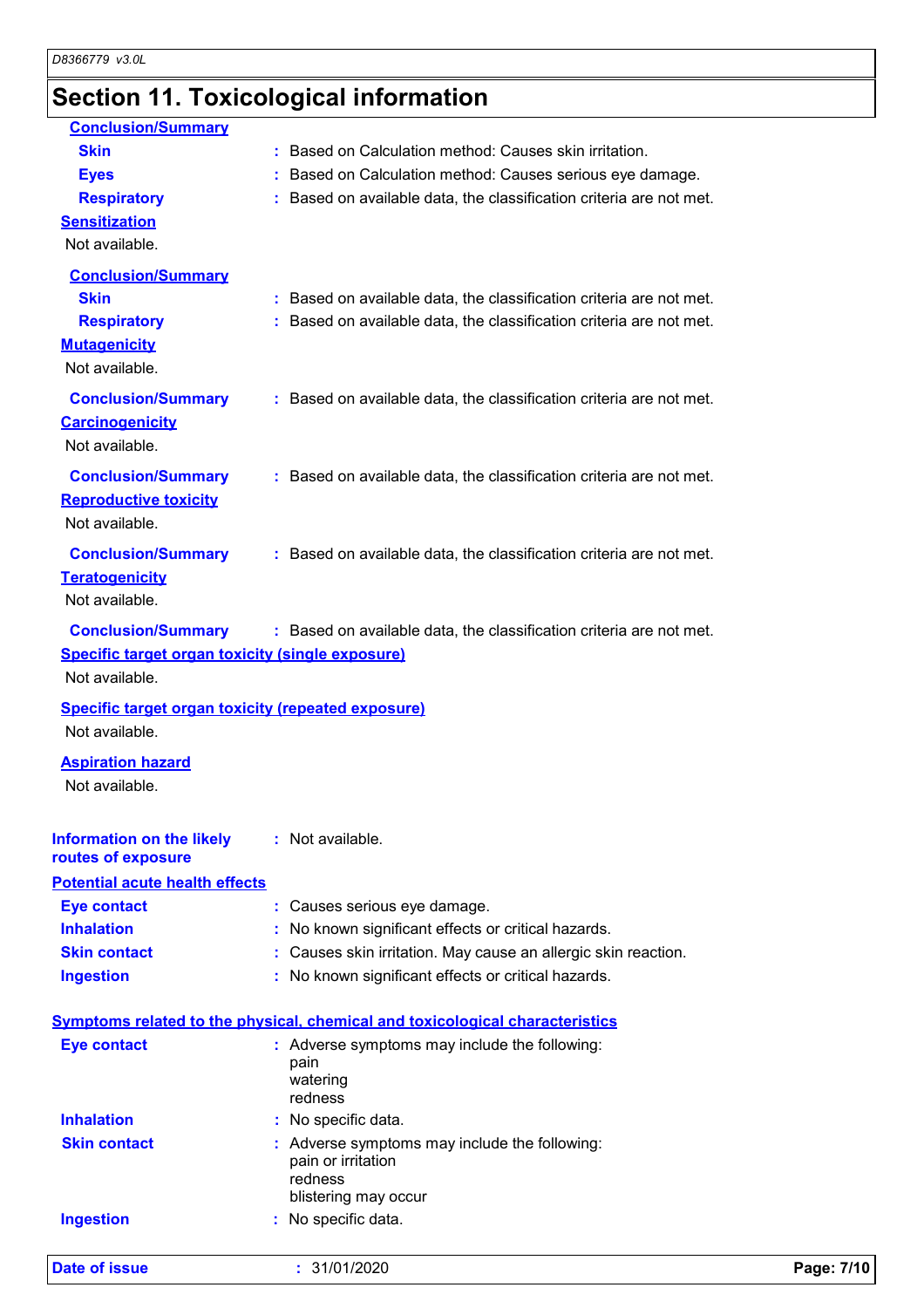## Section 11. Toxicological information

**Conclusion/Summary**

- **Skin** : Based on Calculation method: Causes skin irritation.
- **Eyes** : Based on Calculation method: Causes serious eye damage.
- **Respiratory** : Based on available data, the classification criteria are not met.

**Sensitization**

Not available.

**Conclusion/Summary**

- **Skin** : Based on available data, the classification criteria are not met.
- **Respiratory** : Based on available data, the classification criteria are not met.

**Mutagenicity**

Not available.

**Conclusion/Summary** : Based on available data, the classification criteria are not met.

**Carcinogenicity**

Not available.

**Conclusion/Summary** : Based on available data, the classification criteria are not met.

**Reproductive toxicity**

Not available.

**Conclusion/Summary** : Based on available data, the classification criteria are not met.

**Teratogenicity**

Not available.

**Conclusion/Summary** : Based on available data, the classification criteria are not met.

**Specific target organ toxicity (single exposure)**

Not available.

**Specific target organ toxicity (repeated exposure)**

Not available.

**Aspiration hazard**

Not available.

**Information on the likely routes of exposure** : Not available.

**Potential acute health effects**

- **Eye contact** : Causes serious eye damage.
- **Inhalation** : No known significant effects or critical hazards.
- **Skin contact** : Causes skin irritation. May cause an allergic skin reaction.
- **Ingestion** : No known significant effects or critical hazards.

**Symptoms related to the physical, chemical and toxicological characteristics**

- **Eye contact** : Adverse symptoms may include the following:
  - pain
  - watering
  - redness
- **Inhalation** : No specific data.
- **Skin contact** : Adverse symptoms may include the following:
  - pain or irritation
  - redness
  - blistering may occur
- **Ingestion** : No specific data.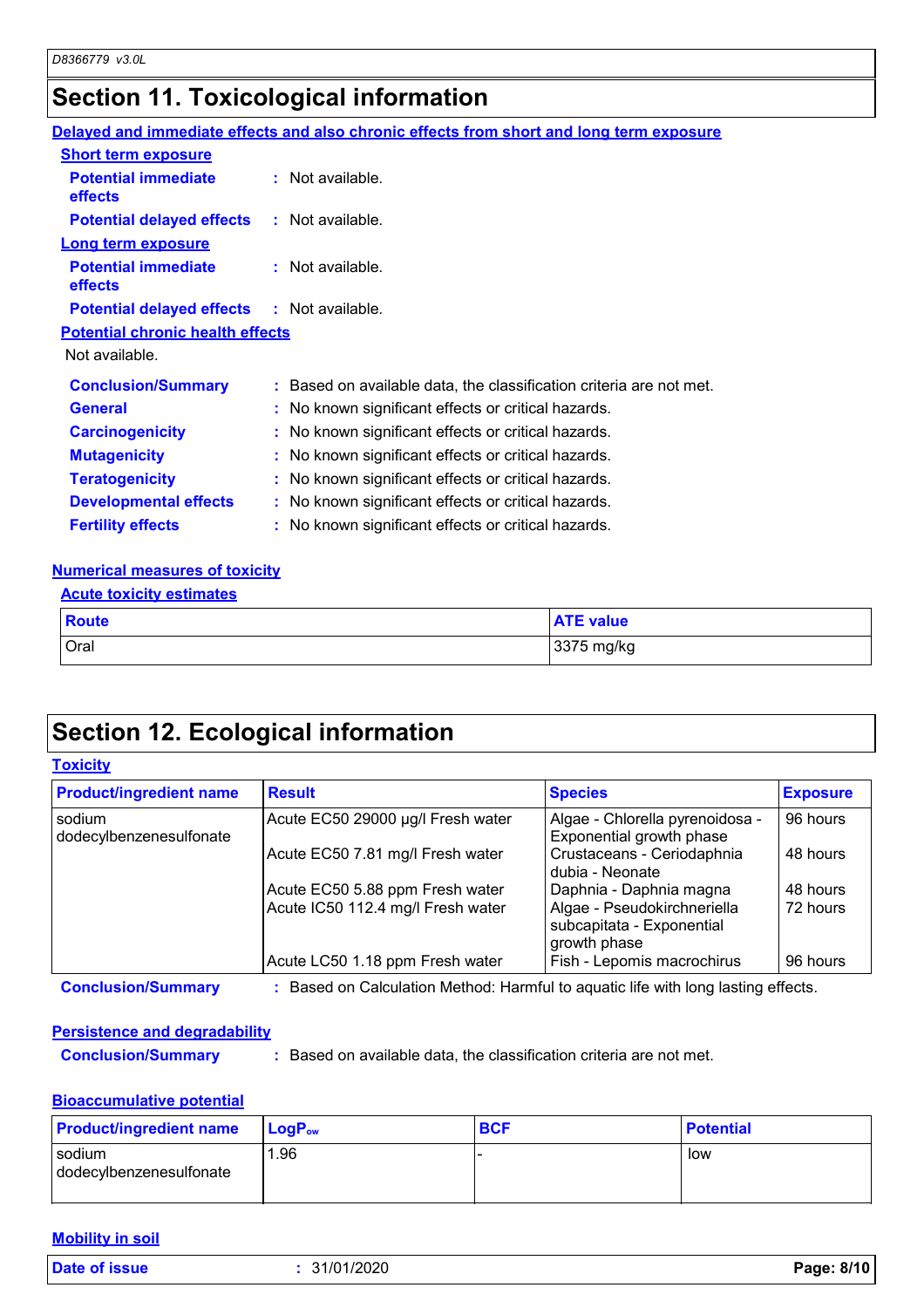# Section 11. Toxicological information

**Delayed and immediate effects and also chronic effects from short and long term exposure**

**Short term exposure**

**Potential immediate effects** : Not available.

**Potential delayed effects** : Not available.

**Long term exposure**

**Potential immediate effects** : Not available.

**Potential delayed effects** : Not available.

**Potential chronic health effects**

Not available.

**Conclusion/Summary** : Based on available data, the classification criteria are not met.

**General** : No known significant effects or critical hazards.

**Carcinogenicity** : No known significant effects or critical hazards.

**Mutagenicity** : No known significant effects or critical hazards.

**Teratogenicity** : No known significant effects or critical hazards.

**Developmental effects** : No known significant effects or critical hazards.

**Fertility effects** : No known significant effects or critical hazards.

**Numerical measures of toxicity**

**Acute toxicity estimates**

| Route | ATE value |
|---|---|
| Oral | 3375 mg/kg |

# Section 12. Ecological information

**Toxicity**

| Product/ingredient name | Result | Species | Exposure |
|---|---|---|---|
| sodium dodecylbenzenesulfonate | Acute EC50 29000 µg/l Fresh water | Algae - Chlorella pyrenoidosa - Exponential growth phase | 96 hours |
| | Acute EC50 7.81 mg/l Fresh water | Crustaceans - Ceriodaphnia dubia - Neonate | 48 hours |
| | Acute EC50 5.88 ppm Fresh water | Daphnia - Daphnia magna | 48 hours |
| | Acute IC50 112.4 mg/l Fresh water | Algae - Pseudokirchneriella subcapitata - Exponential growth phase | 72 hours |
| | Acute LC50 1.18 ppm Fresh water | Fish - Lepomis macrochirus | 96 hours |

**Conclusion/Summary** : Based on Calculation Method: Harmful to aquatic life with long lasting effects.

**Persistence and degradability**

**Conclusion/Summary** : Based on available data, the classification criteria are not met.

**Bioaccumulative potential**

| Product/ingredient name | $LogP_{ow}$ | BCF | Potential |
|---|---|---|---|
| sodium dodecylbenzenesulfonate | 1.96 | - | low |

**Mobility in soil**

**Date of issue** : 31/01/2020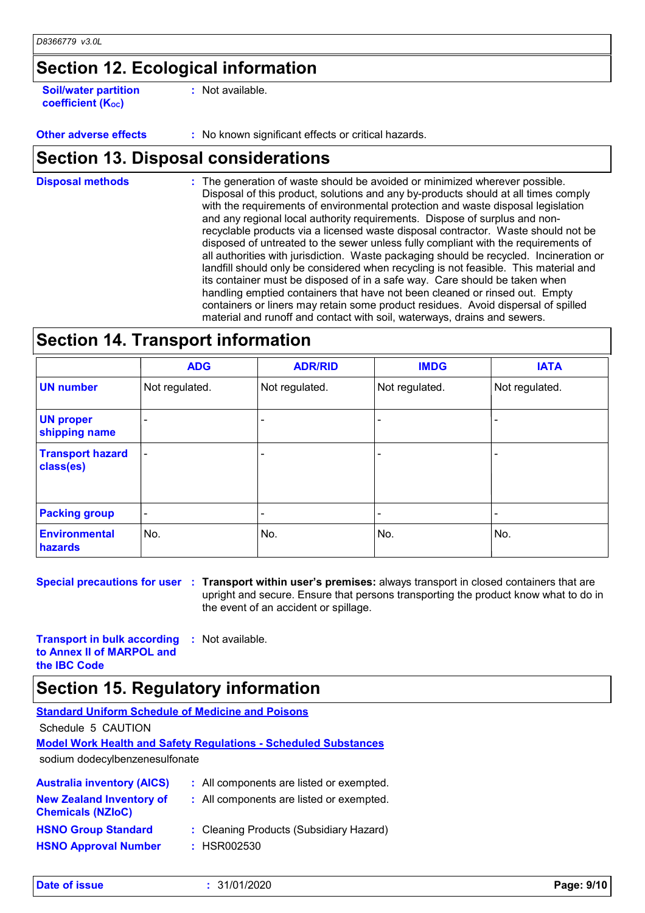## Section 12. Ecological information

**Soil/water partition coefficient ($K_{OC}$)** : Not available.

**Other adverse effects** : No known significant effects or critical hazards.

## Section 13. Disposal considerations

**Disposal methods** : The generation of waste should be avoided or minimized wherever possible. Disposal of this product, solutions and any by-products should at all times comply with the requirements of environmental protection and waste disposal legislation and any regional local authority requirements. Dispose of surplus and non-recyclable products via a licensed waste disposal contractor. Waste should not be disposed of untreated to the sewer unless fully compliant with the requirements of all authorities with jurisdiction. Waste packaging should be recycled. Incineration or landfill should only be considered when recycling is not feasible. This material and its container must be disposed of in a safe way. Care should be taken when handling emptied containers that have not been cleaned or rinsed out. Empty containers or liners may retain some product residues. Avoid dispersal of spilled material and runoff and contact with soil, waterways, drains and sewers.

## Section 14. Transport information

| | ADG | ADR/RID | IMDG | IATA |
|---|---|---|---|---|
| **UN number** | Not regulated. | Not regulated. | Not regulated. | Not regulated. |
| **UN proper shipping name** | - | - | - | - |
| **Transport hazard class(es)** | - | - | - | - |
| **Packing group** | - | - | - | - |
| **Environmental hazards** | No. | No. | No. | No. |

**Special precautions for user** : **Transport within user's premises:** always transport in closed containers that are upright and secure. Ensure that persons transporting the product know what to do in the event of an accident or spillage.

**Transport in bulk according to Annex II of MARPOL and the IBC Code** : Not available.

## Section 15. Regulatory information

**Standard Uniform Schedule of Medicine and Poisons**

Schedule 5 CAUTION

**Model Work Health and Safety Regulations - Scheduled Substances**

sodium dodecylbenzenesulfonate

**Australia inventory (AICS)** : All components are listed or exempted.

**New Zealand Inventory of Chemicals (NZIoC)** : All components are listed or exempted.

**HSNO Group Standard** : Cleaning Products (Subsidiary Hazard)

**HSNO Approval Number** : HSR002530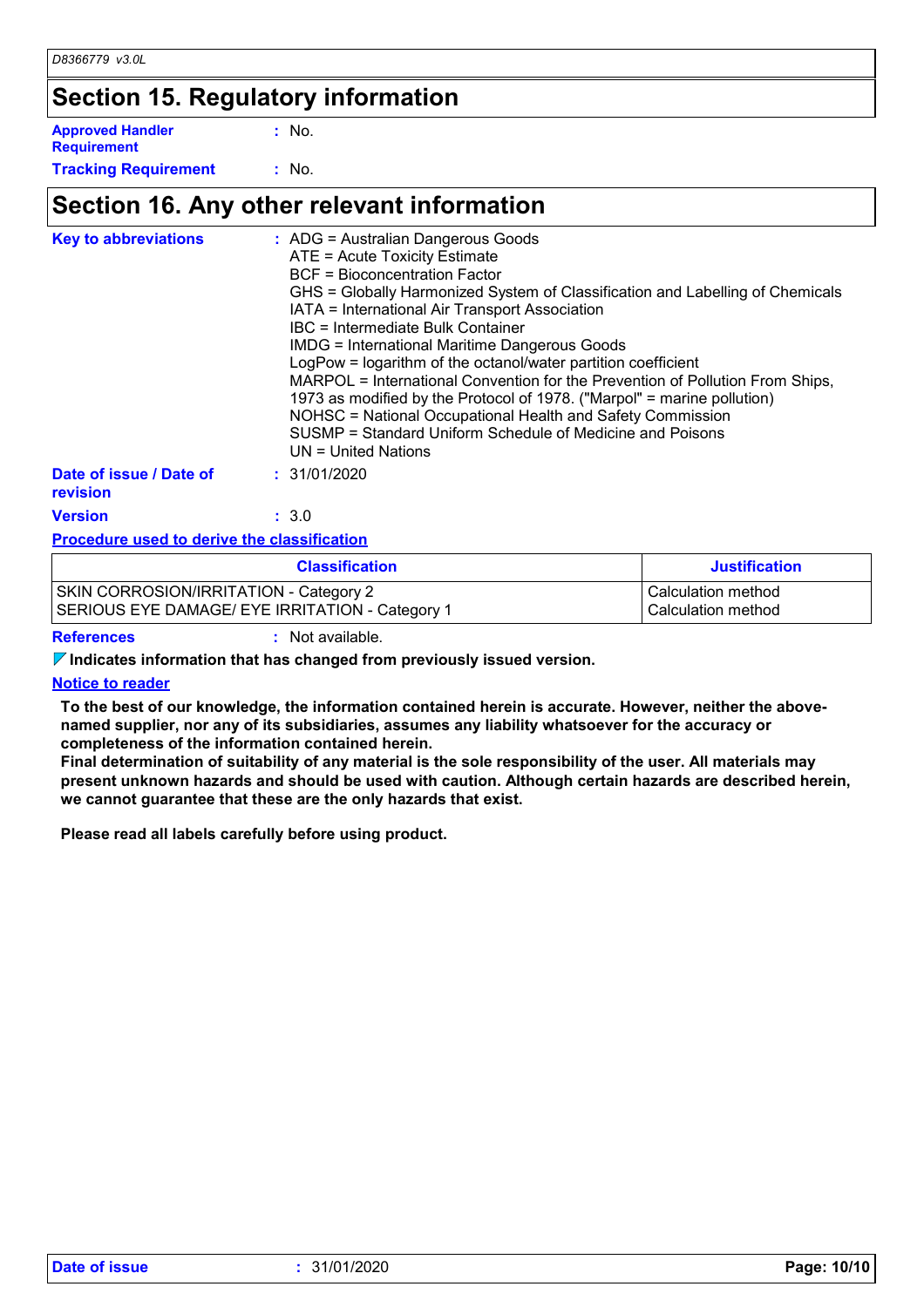## Section 15. Regulatory information

**Approved Handler Requirement** : No.

**Tracking Requirement** : No.

## Section 16. Any other relevant information

**Key to abbreviations** :
ADG = Australian Dangerous Goods
ATE = Acute Toxicity Estimate
BCF = Bioconcentration Factor
GHS = Globally Harmonized System of Classification and Labelling of Chemicals
IATA = International Air Transport Association
IBC = Intermediate Bulk Container
IMDG = International Maritime Dangerous Goods
LogPow = logarithm of the octanol/water partition coefficient
MARPOL = International Convention for the Prevention of Pollution From Ships, 1973 as modified by the Protocol of 1978. ("Marpol" = marine pollution)
NOHSC = National Occupational Health and Safety Commission
SUSMP = Standard Uniform Schedule of Medicine and Poisons
UN = United Nations

**Date of issue / Date of revision** : 31/01/2020

**Version** : 3.0

**Procedure used to derive the classification**

| Classification | Justification |
|---|---|
| SKIN CORROSION/IRRITATION - Category 2 | Calculation method |
| SERIOUS EYE DAMAGE/ EYE IRRITATION - Category 1 | Calculation method |

**References** : Not available.

**Indicates information that has changed from previously issued version.**

**Notice to reader**

**To the best of our knowledge, the information contained herein is accurate. However, neither the above-named supplier, nor any of its subsidiaries, assumes any liability whatsoever for the accuracy or completeness of the information contained herein.**
**Final determination of suitability of any material is the sole responsibility of the user. All materials may present unknown hazards and should be used with caution. Although certain hazards are described herein, we cannot guarantee that these are the only hazards that exist.**

**Please read all labels carefully before using product.**